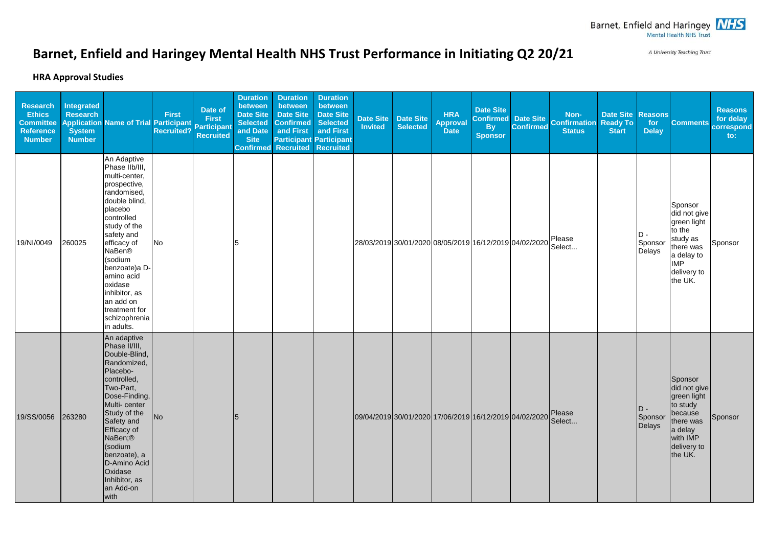# Barnet, Enfield and Haringey Mental Health NHS Trust Performance in Initiating Q2 20/21

### HRA Approval Studies

| Research Ethics Committee Reference Number | Integrated Research Application System Number | Name of Trial | First Participant Recruited? | Date of First Participant Recruited | Duration between Date Site Selected and Date Site Confirmed | Duration between Date Site Confirmed and First Participant Recruited | Duration between Date Site Selected and First Participant Recruited | Date Site Invited | Date Site Selected | HRA Approval Date | Date Site Confirmed By Sponsor | Date Site Confirmed | Non-Confirmation Status | Date Site Ready To Start | Reasons for Delay | Comments | Reasons for delay correspond to: |
|---|---|---|---|---|---|---|---|---|---|---|---|---|---|---|---|---|---|
| 19/NI/0049 | 260025 | An Adaptive Phase IIb/III, multi-center, prospective, randomised, double blind, placebo controlled study of the safety and efficacy of NaBen® (sodium benzoate)a D-amino acid oxidase inhibitor, as an add on treatment for schizophrenia in adults. | No | | 5 | | | 28/03/2019 | 30/01/2020 | 08/05/2019 | 16/12/2019 | 04/02/2020 | Please Select... | | D - Sponsor Delays | Sponsor did not give green light to the study as there was a delay to IMP delivery to the UK. | Sponsor |
| 19/SS/0056 | 263280 | An adaptive Phase II/III, Double-Blind, Randomized, Placebo-controlled, Two-Part, Dose-Finding, Multi- center Study of the Safety and Efficacy of NaBen;® (sodium benzoate), a D-Amino Acid Oxidase Inhibitor, as an Add-on with | No | | 5 | | | 09/04/2019 | 30/01/2020 | 17/06/2019 | 16/12/2019 | 04/02/2020 | Please Select... | | D - Sponsor Delays | Sponsor did not give green light to study because there was a delay with IMP delivery to the UK. | Sponsor |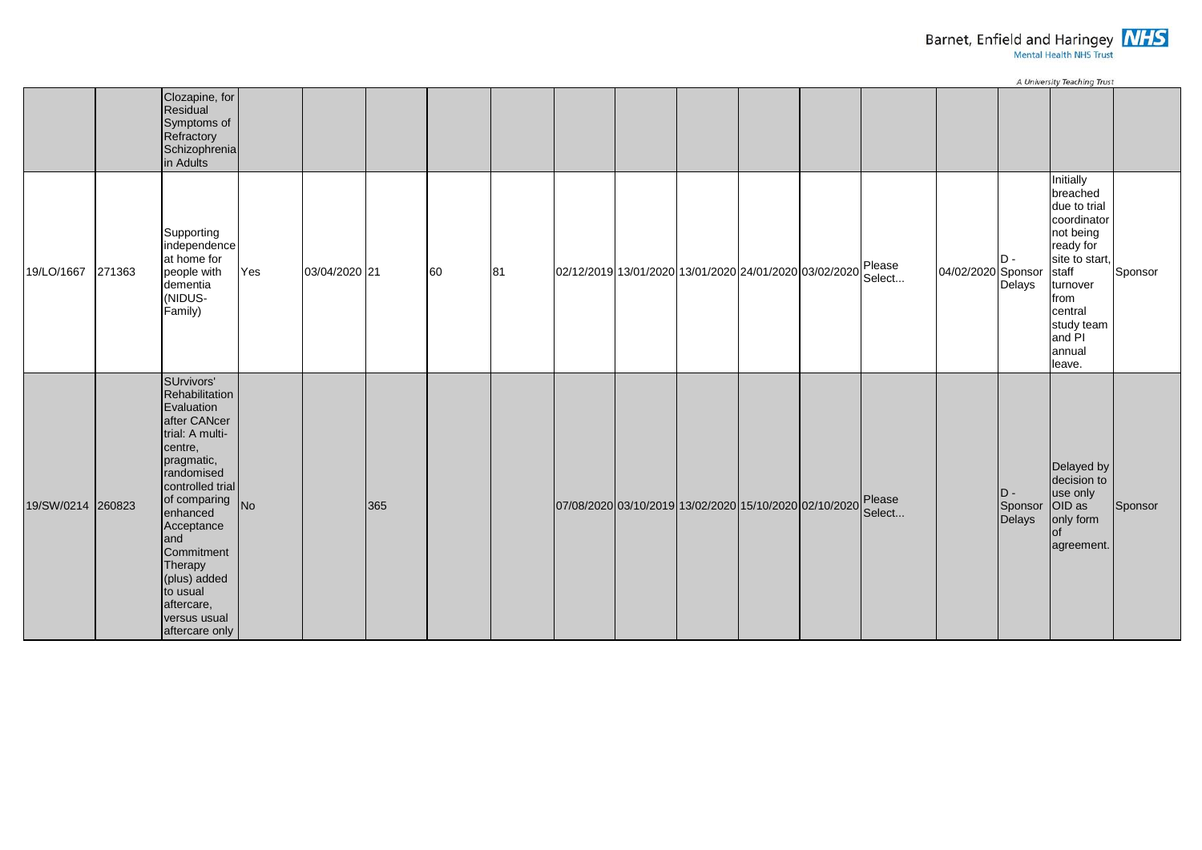| | | | | | | | | | | | | | | | | | |
|---|---|---|---|---|---|---|---|---|---|---|---|---|---|---|---|---|---|
| | | Clozapine, for Residual Symptoms of Refractory Schizophrenia in Adults | | | | | | | | | | | | | | | |
| 19/LO/1667 | 271363 | Supporting independence at home for people with dementia (NIDUS-Family) | Yes | 03/04/2020 | 21 | 60 | 81 | 02/12/2019 | 13/01/2020 | 13/01/2020 | 24/01/2020 | 03/02/2020 | Please Select... | 04/02/2020 | D - Sponsor Delays | Initially breached due to trial coordinator not being ready for site to start, staff turnover from central study team and PI annual leave. | Sponsor |
| 19/SW/0214 | 260823 | SUrvivors' Rehabilitation Evaluation after CANcer trial: A multi-centre, pragmatic, randomised controlled trial of comparing enhanced Acceptance and Commitment Therapy (plus) added to usual aftercare, versus usual aftercare only | No | | 365 | | | 07/08/2020 | 03/10/2019 | 13/02/2020 | 15/10/2020 | 02/10/2020 | Please Select... | | D - Sponsor Delays | Delayed by decision to use only OID as only form of agreement. | Sponsor |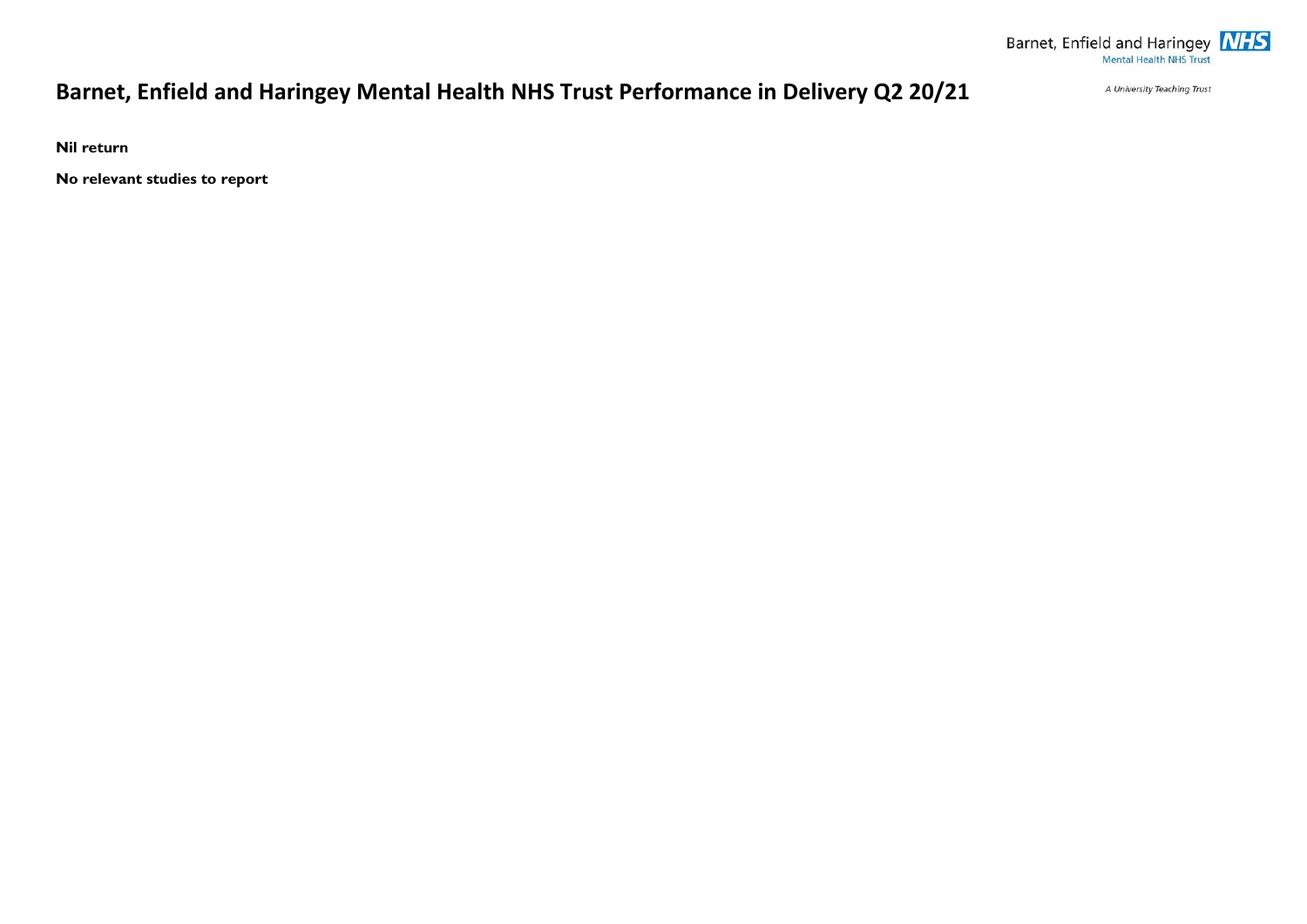# Barnet, Enfield and Haringey Mental Health NHS Trust Performance in Delivery Q2 20/21

**Nil return**

**No relevant studies to report**